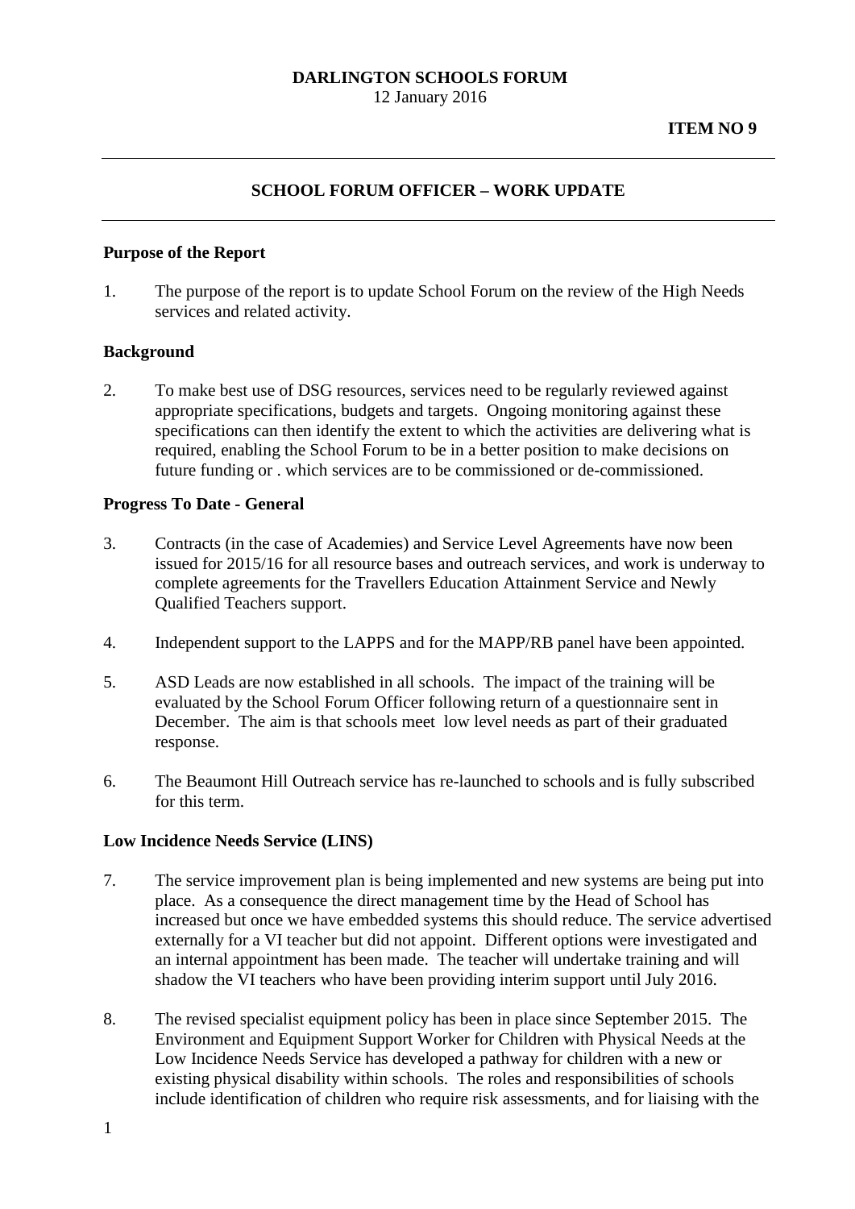**DARLINGTON SCHOOLS FORUM**
12 January 2016

**ITEM NO 9**

---

## SCHOOL FORUM OFFICER – WORK UPDATE

---

### Purpose of the Report

1. The purpose of the report is to update School Forum on the review of the High Needs services and related activity.

### Background

2. To make best use of DSG resources, services need to be regularly reviewed against appropriate specifications, budgets and targets. Ongoing monitoring against these specifications can then identify the extent to which the activities are delivering what is required, enabling the School Forum to be in a better position to make decisions on future funding or . which services are to be commissioned or de-commissioned.

### Progress To Date - General

3. Contracts (in the case of Academies) and Service Level Agreements have now been issued for 2015/16 for all resource bases and outreach services, and work is underway to complete agreements for the Travellers Education Attainment Service and Newly Qualified Teachers support.

4. Independent support to the LAPPS and for the MAPP/RB panel have been appointed.

5. ASD Leads are now established in all schools. The impact of the training will be evaluated by the School Forum Officer following return of a questionnaire sent in December. The aim is that schools meet low level needs as part of their graduated response.

6. The Beaumont Hill Outreach service has re-launched to schools and is fully subscribed for this term.

### Low Incidence Needs Service (LINS)

7. The service improvement plan is being implemented and new systems are being put into place. As a consequence the direct management time by the Head of School has increased but once we have embedded systems this should reduce. The service advertised externally for a VI teacher but did not appoint. Different options were investigated and an internal appointment has been made. The teacher will undertake training and will shadow the VI teachers who have been providing interim support until July 2016.

8. The revised specialist equipment policy has been in place since September 2015. The Environment and Equipment Support Worker for Children with Physical Needs at the Low Incidence Needs Service has developed a pathway for children with a new or existing physical disability within schools. The roles and responsibilities of schools include identification of children who require risk assessments, and for liaising with the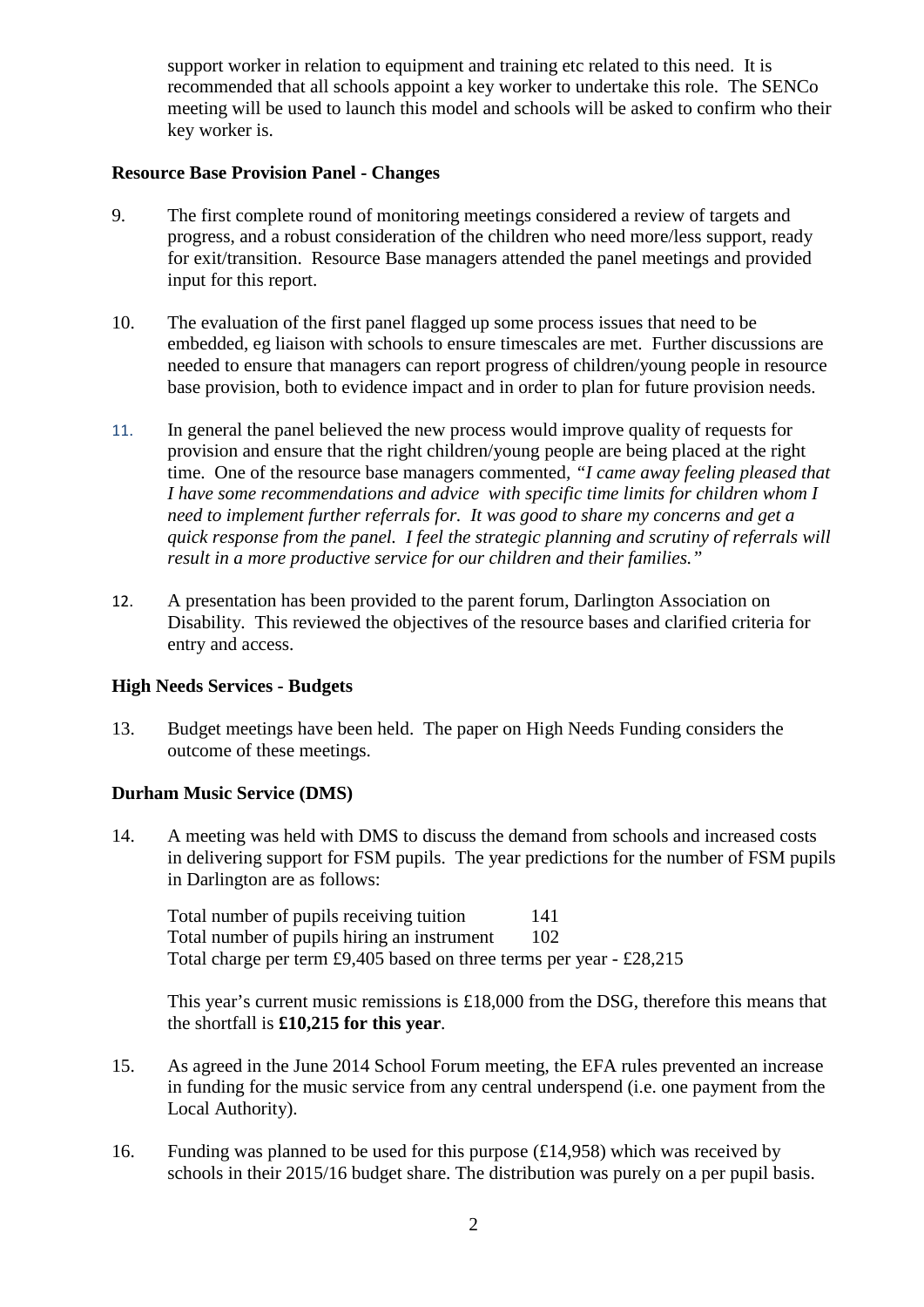support worker in relation to equipment and training etc related to this need. It is recommended that all schools appoint a key worker to undertake this role. The SENCo meeting will be used to launch this model and schools will be asked to confirm who their key worker is.

**Resource Base Provision Panel - Changes**

9. The first complete round of monitoring meetings considered a review of targets and progress, and a robust consideration of the children who need more/less support, ready for exit/transition. Resource Base managers attended the panel meetings and provided input for this report.

10. The evaluation of the first panel flagged up some process issues that need to be embedded, eg liaison with schools to ensure timescales are met. Further discussions are needed to ensure that managers can report progress of children/young people in resource base provision, both to evidence impact and in order to plan for future provision needs.

11. In general the panel believed the new process would improve quality of requests for provision and ensure that the right children/young people are being placed at the right time. One of the resource base managers commented, *"I came away feeling pleased that I have some recommendations and advice with specific time limits for children whom I need to implement further referrals for. It was good to share my concerns and get a quick response from the panel. I feel the strategic planning and scrutiny of referrals will result in a more productive service for our children and their families."*

12. A presentation has been provided to the parent forum, Darlington Association on Disability. This reviewed the objectives of the resource bases and clarified criteria for entry and access.

**High Needs Services - Budgets**

13. Budget meetings have been held. The paper on High Needs Funding considers the outcome of these meetings.

**Durham Music Service (DMS)**

14. A meeting was held with DMS to discuss the demand from schools and increased costs in delivering support for FSM pupils. The year predictions for the number of FSM pupils in Darlington are as follows:

    Total number of pupils receiving tuition 141
    Total number of pupils hiring an instrument 102
    Total charge per term £9,405 based on three terms per year - £28,215

    This year's current music remissions is £18,000 from the DSG, therefore this means that the shortfall is **£10,215 for this year**.

15. As agreed in the June 2014 School Forum meeting, the EFA rules prevented an increase in funding for the music service from any central underspend (i.e. one payment from the Local Authority).

16. Funding was planned to be used for this purpose (£14,958) which was received by schools in their 2015/16 budget share. The distribution was purely on a per pupil basis.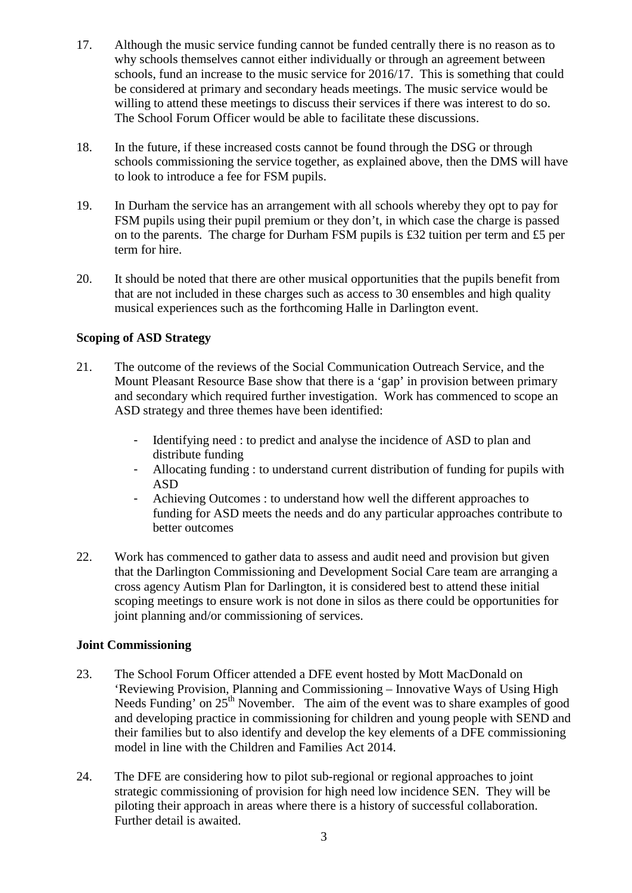17. Although the music service funding cannot be funded centrally there is no reason as to why schools themselves cannot either individually or through an agreement between schools, fund an increase to the music service for 2016/17. This is something that could be considered at primary and secondary heads meetings. The music service would be willing to attend these meetings to discuss their services if there was interest to do so. The School Forum Officer would be able to facilitate these discussions.

18. In the future, if these increased costs cannot be found through the DSG or through schools commissioning the service together, as explained above, then the DMS will have to look to introduce a fee for FSM pupils.

19. In Durham the service has an arrangement with all schools whereby they opt to pay for FSM pupils using their pupil premium or they don't, in which case the charge is passed on to the parents. The charge for Durham FSM pupils is £32 tuition per term and £5 per term for hire.

20. It should be noted that there are other musical opportunities that the pupils benefit from that are not included in these charges such as access to 30 ensembles and high quality musical experiences such as the forthcoming Halle in Darlington event.

**Scoping of ASD Strategy**

21. The outcome of the reviews of the Social Communication Outreach Service, and the Mount Pleasant Resource Base show that there is a 'gap' in provision between primary and secondary which required further investigation. Work has commenced to scope an ASD strategy and three themes have been identified:

    - Identifying need : to predict and analyse the incidence of ASD to plan and distribute funding
    - Allocating funding : to understand current distribution of funding for pupils with ASD
    - Achieving Outcomes : to understand how well the different approaches to funding for ASD meets the needs and do any particular approaches contribute to better outcomes

22. Work has commenced to gather data to assess and audit need and provision but given that the Darlington Commissioning and Development Social Care team are arranging a cross agency Autism Plan for Darlington, it is considered best to attend these initial scoping meetings to ensure work is not done in silos as there could be opportunities for joint planning and/or commissioning of services.

**Joint Commissioning**

23. The School Forum Officer attended a DFE event hosted by Mott MacDonald on 'Reviewing Provision, Planning and Commissioning – Innovative Ways of Using High Needs Funding' on 25th November. The aim of the event was to share examples of good and developing practice in commissioning for children and young people with SEND and their families but to also identify and develop the key elements of a DFE commissioning model in line with the Children and Families Act 2014.

24. The DFE are considering how to pilot sub-regional or regional approaches to joint strategic commissioning of provision for high need low incidence SEN. They will be piloting their approach in areas where there is a history of successful collaboration. Further detail is awaited.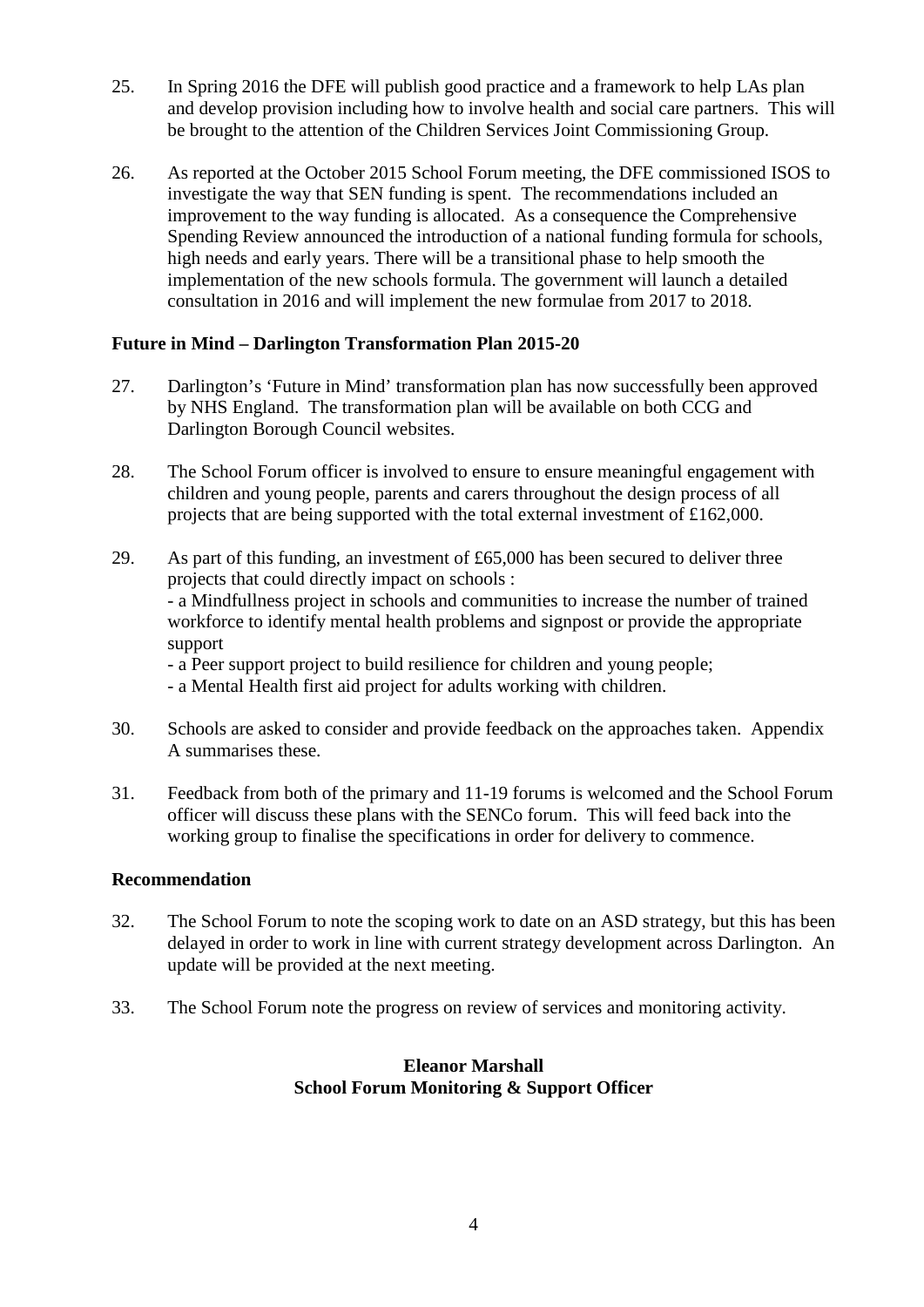25. In Spring 2016 the DFE will publish good practice and a framework to help LAs plan and develop provision including how to involve health and social care partners. This will be brought to the attention of the Children Services Joint Commissioning Group.

26. As reported at the October 2015 School Forum meeting, the DFE commissioned ISOS to investigate the way that SEN funding is spent. The recommendations included an improvement to the way funding is allocated. As a consequence the Comprehensive Spending Review announced the introduction of a national funding formula for schools, high needs and early years. There will be a transitional phase to help smooth the implementation of the new schools formula. The government will launch a detailed consultation in 2016 and will implement the new formulae from 2017 to 2018.

**Future in Mind – Darlington Transformation Plan 2015-20**

27. Darlington's 'Future in Mind' transformation plan has now successfully been approved by NHS England. The transformation plan will be available on both CCG and Darlington Borough Council websites.

28. The School Forum officer is involved to ensure to ensure meaningful engagement with children and young people, parents and carers throughout the design process of all projects that are being supported with the total external investment of £162,000.

29. As part of this funding, an investment of £65,000 has been secured to deliver three projects that could directly impact on schools :
 - a Mindfullness project in schools and communities to increase the number of trained workforce to identify mental health problems and signpost or provide the appropriate support
 - a Peer support project to build resilience for children and young people;
 - a Mental Health first aid project for adults working with children.

30. Schools are asked to consider and provide feedback on the approaches taken. Appendix A summarises these.

31. Feedback from both of the primary and 11-19 forums is welcomed and the School Forum officer will discuss these plans with the SENCo forum. This will feed back into the working group to finalise the specifications in order for delivery to commence.

**Recommendation**

32. The School Forum to note the scoping work to date on an ASD strategy, but this has been delayed in order to work in line with current strategy development across Darlington. An update will be provided at the next meeting.

33. The School Forum note the progress on review of services and monitoring activity.

**Eleanor Marshall**
**School Forum Monitoring & Support Officer**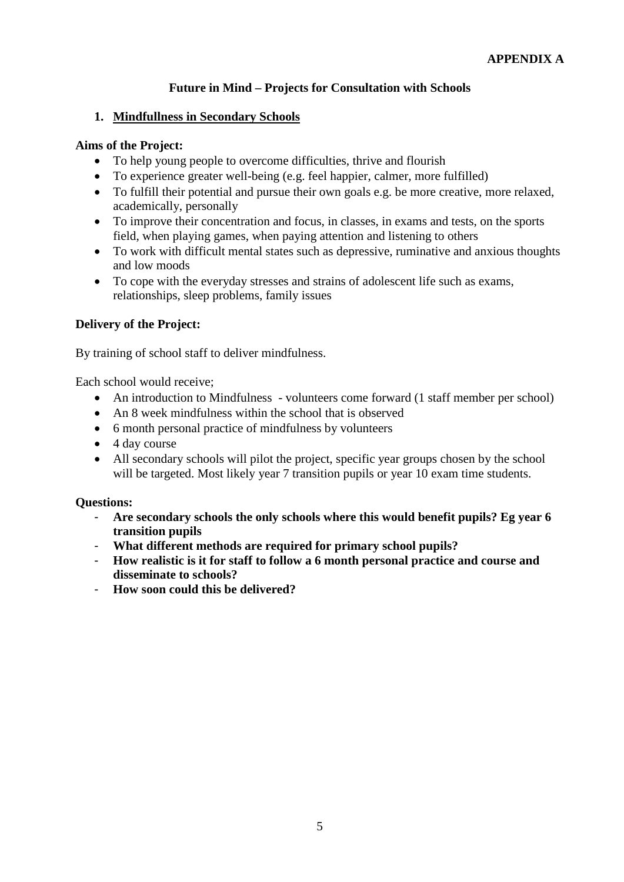**APPENDIX A**

## Future in Mind – Projects for Consultation with Schools

### 1. Mindfullness in Secondary Schools

**Aims of the Project:**

- To help young people to overcome difficulties, thrive and flourish
- To experience greater well-being (e.g. feel happier, calmer, more fulfilled)
- To fulfill their potential and pursue their own goals e.g. be more creative, more relaxed, academically, personally
- To improve their concentration and focus, in classes, in exams and tests, on the sports field, when playing games, when paying attention and listening to others
- To work with difficult mental states such as depressive, ruminative and anxious thoughts and low moods
- To cope with the everyday stresses and strains of adolescent life such as exams, relationships, sleep problems, family issues

**Delivery of the Project:**

By training of school staff to deliver mindfulness.

Each school would receive;

- An introduction to Mindfulness - volunteers come forward (1 staff member per school)
- An 8 week mindfulness within the school that is observed
- 6 month personal practice of mindfulness by volunteers
- 4 day course
- All secondary schools will pilot the project, specific year groups chosen by the school will be targeted. Most likely year 7 transition pupils or year 10 exam time students.

**Questions:**

- **Are secondary schools the only schools where this would benefit pupils? Eg year 6 transition pupils**
- **What different methods are required for primary school pupils?**
- **How realistic is it for staff to follow a 6 month personal practice and course and disseminate to schools?**
- **How soon could this be delivered?**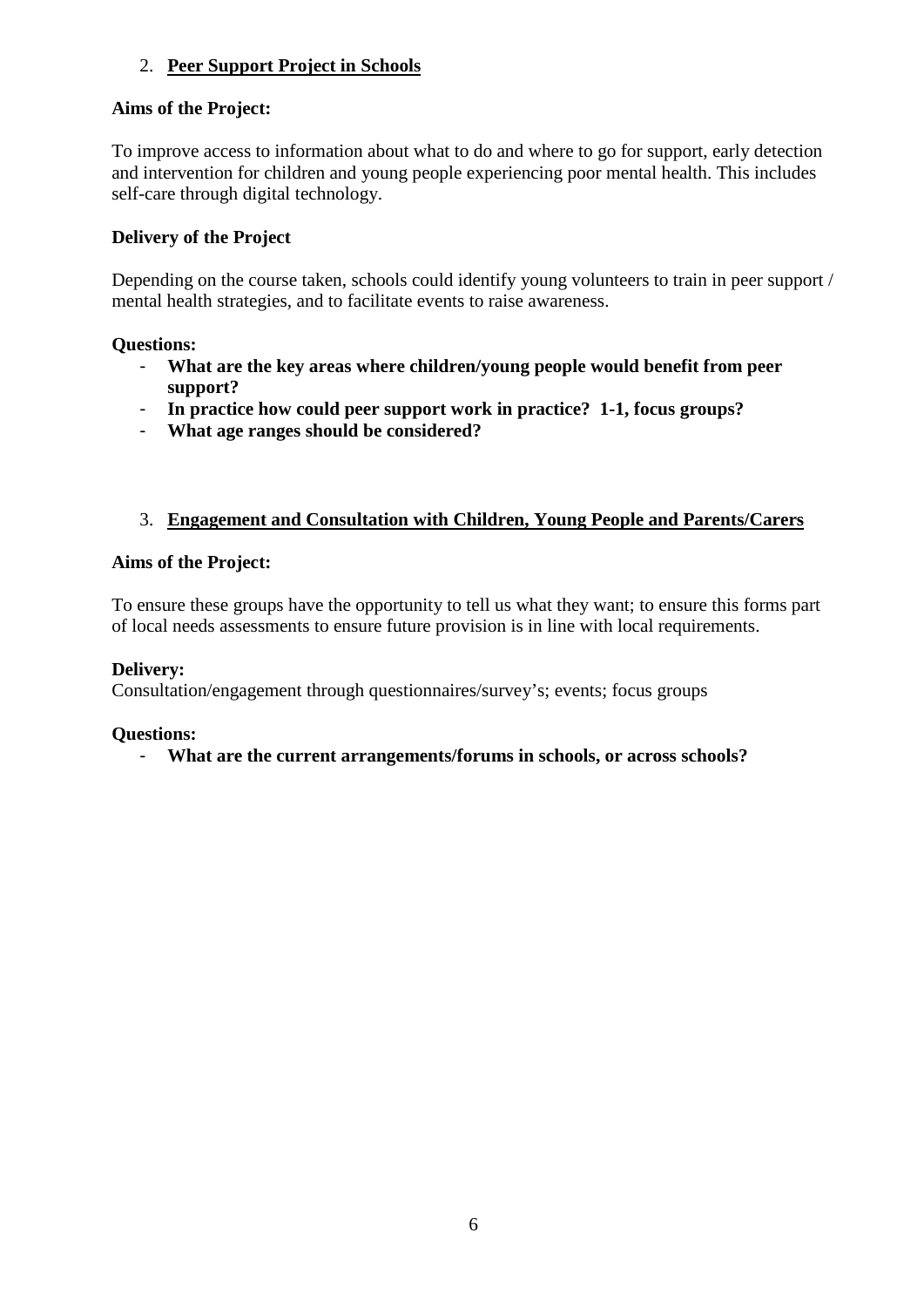## 2. Peer Support Project in Schools

**Aims of the Project:**

To improve access to information about what to do and where to go for support, early detection and intervention for children and young people experiencing poor mental health. This includes self-care through digital technology.

**Delivery of the Project**

Depending on the course taken, schools could identify young volunteers to train in peer support / mental health strategies, and to facilitate events to raise awareness.

**Questions:**

- **What are the key areas where children/young people would benefit from peer support?**
- **In practice how could peer support work in practice? 1-1, focus groups?**
- **What age ranges should be considered?**

## 3. Engagement and Consultation with Children, Young People and Parents/Carers

**Aims of the Project:**

To ensure these groups have the opportunity to tell us what they want; to ensure this forms part of local needs assessments to ensure future provision is in line with local requirements.

**Delivery:**

Consultation/engagement through questionnaires/survey's; events; focus groups

**Questions:**

- **What are the current arrangements/forums in schools, or across schools?**